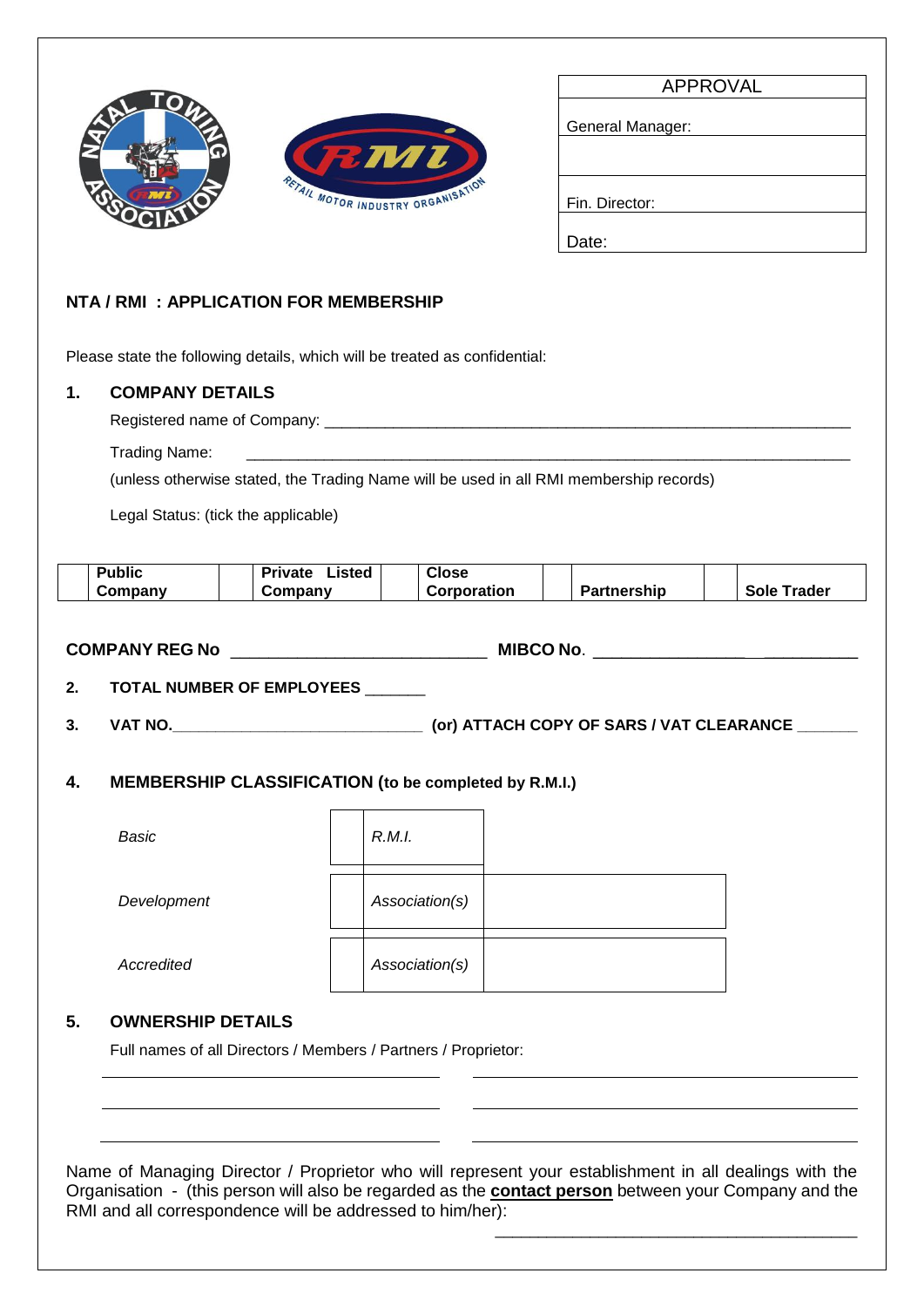| APPROVAL |
| --- |
| General Manager: |
| |
| Fin. Director: |
| Date: |

## NTA / RMI : APPLICATION FOR MEMBERSHIP

Please state the following details, which will be treated as confidential:

### 1. COMPANY DETAILS

Registered name of Company: ___________________________________________________________

Trading Name: ___________________________________________________________

(unless otherwise stated, the Trading Name will be used in all RMI membership records)

Legal Status: (tick the applicable)

| | Public Company | | Private Listed Company | | Close Corporation | | Partnership | | Sole Trader |
| --- | --- | --- | --- | --- | --- | --- | --- | --- | --- |

**COMPANY REG No** ___________________________ **MIBCO No**. _____________________________

**2. TOTAL NUMBER OF EMPLOYEES** _______

**3. VAT NO.**_____________________________ **(or) ATTACH COPY OF SARS / VAT CLEARANCE** _______

### 4. MEMBERSHIP CLASSIFICATION (to be completed by R.M.I.)

| | | | |
| --- | --- | --- | --- |
| *Basic* | | *R.M.I.* | |
| *Development* | | *Association(s)* | |
| *Accredited* | | *Association(s)* | |

### 5. OWNERSHIP DETAILS

Full names of all Directors / Members / Partners / Proprietor:

_______________________________________ _______________________________________

_______________________________________ _______________________________________

_______________________________________ _______________________________________

Name of Managing Director / Proprietor who will represent your establishment in all dealings with the Organisation - (this person will also be regarded as the **contact person** between your Company and the RMI and all correspondence will be addressed to him/her):

_______________________________________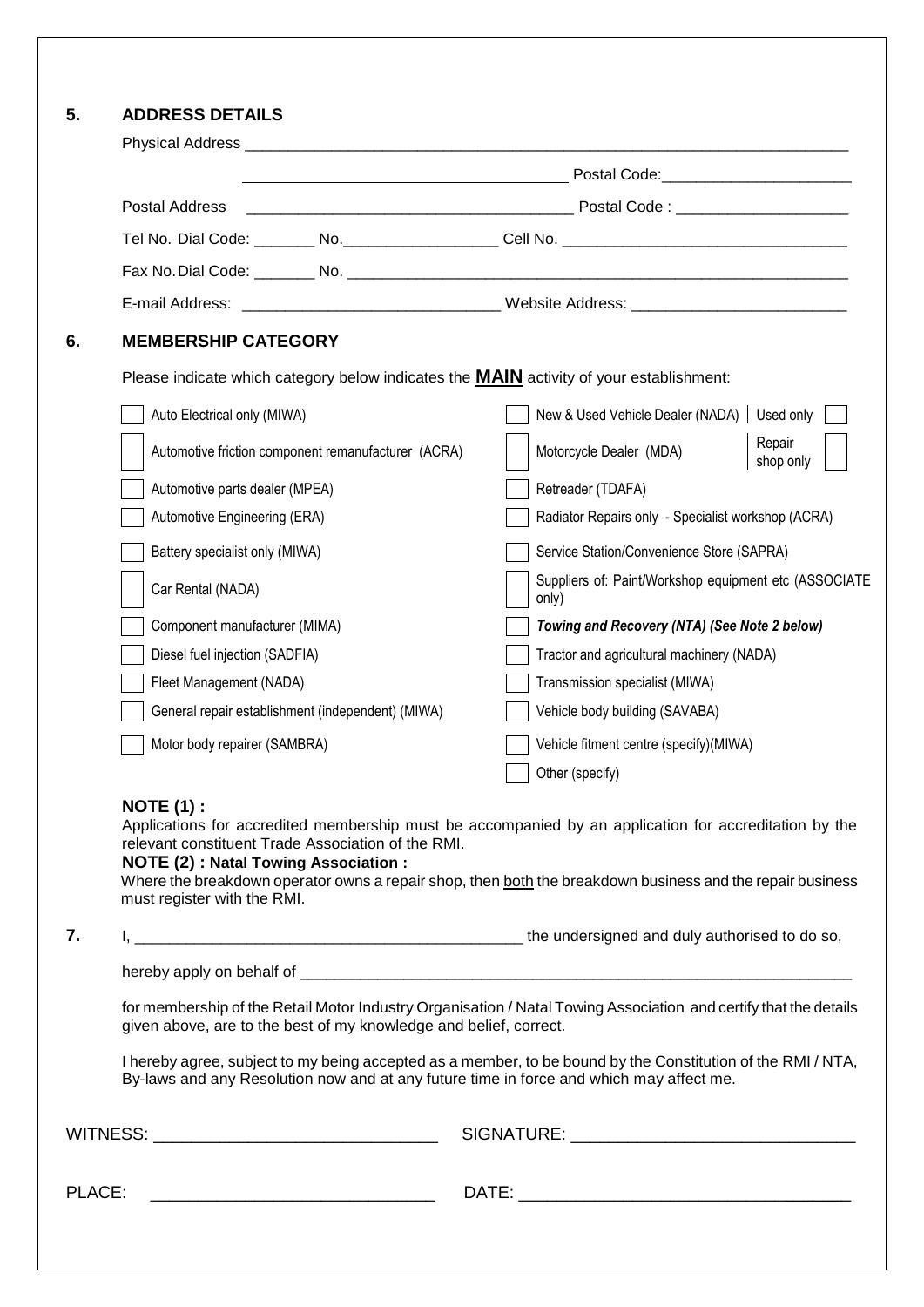## 5. ADDRESS DETAILS

Physical Address ____________________________________________________________

____________________________________ Postal Code:______________________

Postal Address ____________________________________ Postal Code : ____________________

Tel No. Dial Code: _______ No.__________________ Cell No. _________________________________

Fax No. Dial Code: _______ No. ___________________________________________________________

E-mail Address: ______________________________ Website Address: _________________________

## 6. MEMBERSHIP CATEGORY

Please indicate which category below indicates the **MAIN** activity of your establishment:

- ☐ Auto Electrical only (MIWA)
- ☐ Automotive friction component remanufacturer (ACRA)
- ☐ Automotive parts dealer (MPEA)
- ☐ Automotive Engineering (ERA)
- ☐ Battery specialist only (MIWA)
- ☐ Car Rental (NADA)
- ☐ Component manufacturer (MIMA)
- ☐ Diesel fuel injection (SADFIA)
- ☐ Fleet Management (NADA)
- ☐ General repair establishment (independent) (MIWA)
- ☐ Motor body repairer (SAMBRA)
- ☐ New & Used Vehicle Dealer (NADA) | Used only ☐
- ☐ Motorcycle Dealer (MDA) | Repair shop only ☐
- ☐ Retreader (TDAFA)
- ☐ Radiator Repairs only - Specialist workshop (ACRA)
- ☐ Service Station/Convenience Store (SAPRA)
- ☐ Suppliers of: Paint/Workshop equipment etc (ASSOCIATE only)
- ☐ ***Towing and Recovery (NTA) (See Note 2 below)***
- ☐ Tractor and agricultural machinery (NADA)
- ☐ Transmission specialist (MIWA)
- ☐ Vehicle body building (SAVABA)
- ☐ Vehicle fitment centre (specify)(MIWA)
- ☐ Other (specify)

**NOTE (1) :**
Applications for accredited membership must be accompanied by an application for accreditation by the relevant constituent Trade Association of the RMI.

**NOTE (2) : Natal Towing Association :**
Where the breakdown operator owns a repair shop, then both the breakdown business and the repair business must register with the RMI.

## 7.

I, ______________________________________________ the undersigned and duly authorised to do so,

hereby apply on behalf of ________________________________________________________________

for membership of the Retail Motor Industry Organisation / Natal Towing Association and certify that the details given above, are to the best of my knowledge and belief, correct.

I hereby agree, subject to my being accepted as a member, to be bound by the Constitution of the RMI / NTA, By-laws and any Resolution now and at any future time in force and which may affect me.

WITNESS: ______________________________ SIGNATURE: ______________________________

PLACE: ______________________________ DATE: ___________________________________